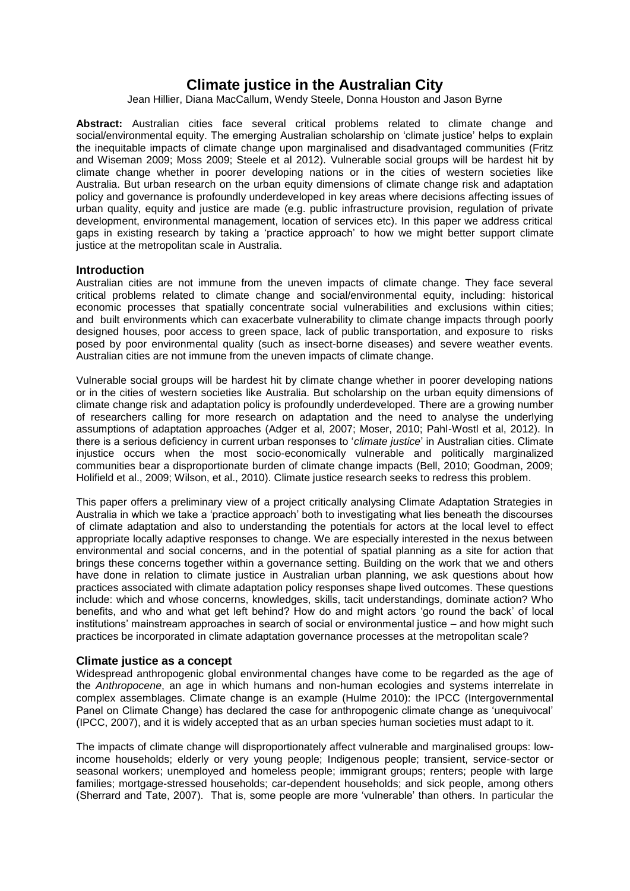# Climate justice in the Australian City

Jean Hillier, Diana MacCallum, Wendy Steele, Donna Houston and Jason Byrne

**Abstract:** Australian cities face several critical problems related to climate change and social/environmental equity. The emerging Australian scholarship on 'climate justice' helps to explain the inequitable impacts of climate change upon marginalised and disadvantaged communities (Fritz and Wiseman 2009; Moss 2009; Steele et al 2012). Vulnerable social groups will be hardest hit by climate change whether in poorer developing nations or in the cities of western societies like Australia. But urban research on the urban equity dimensions of climate change risk and adaptation policy and governance is profoundly underdeveloped in key areas where decisions affecting issues of urban quality, equity and justice are made (e.g. public infrastructure provision, regulation of private development, environmental management, location of services etc). In this paper we address critical gaps in existing research by taking a 'practice approach' to how we might better support climate justice at the metropolitan scale in Australia.

## Introduction

Australian cities are not immune from the uneven impacts of climate change. They face several critical problems related to climate change and social/environmental equity, including: historical economic processes that spatially concentrate social vulnerabilities and exclusions within cities; and built environments which can exacerbate vulnerability to climate change impacts through poorly designed houses, poor access to green space, lack of public transportation, and exposure to risks posed by poor environmental quality (such as insect-borne diseases) and severe weather events. Australian cities are not immune from the uneven impacts of climate change.

Vulnerable social groups will be hardest hit by climate change whether in poorer developing nations or in the cities of western societies like Australia. But scholarship on the urban equity dimensions of climate change risk and adaptation policy is profoundly underdeveloped. There are a growing number of researchers calling for more research on adaptation and the need to analyse the underlying assumptions of adaptation approaches (Adger et al, 2007; Moser, 2010; Pahl-Wostl et al, 2012). In there is a serious deficiency in current urban responses to '*climate justice*' in Australian cities. Climate injustice occurs when the most socio-economically vulnerable and politically marginalized communities bear a disproportionate burden of climate change impacts (Bell, 2010; Goodman, 2009; Holifield et al., 2009; Wilson, et al., 2010). Climate justice research seeks to redress this problem.

This paper offers a preliminary view of a project critically analysing Climate Adaptation Strategies in Australia in which we take a 'practice approach' both to investigating what lies beneath the discourses of climate adaptation and also to understanding the potentials for actors at the local level to effect appropriate locally adaptive responses to change. We are especially interested in the nexus between environmental and social concerns, and in the potential of spatial planning as a site for action that brings these concerns together within a governance setting. Building on the work that we and others have done in relation to climate justice in Australian urban planning, we ask questions about how practices associated with climate adaptation policy responses shape lived outcomes. These questions include: which and whose concerns, knowledges, skills, tacit understandings, dominate action? Who benefits, and who and what get left behind? How do and might actors 'go round the back' of local institutions' mainstream approaches in search of social or environmental justice – and how might such practices be incorporated in climate adaptation governance processes at the metropolitan scale?

## Climate justice as a concept

Widespread anthropogenic global environmental changes have come to be regarded as the age of the *Anthropocene*, an age in which humans and non-human ecologies and systems interrelate in complex assemblages. Climate change is an example (Hulme 2010): the IPCC (Intergovernmental Panel on Climate Change) has declared the case for anthropogenic climate change as 'unequivocal' (IPCC, 2007), and it is widely accepted that as an urban species human societies must adapt to it.

The impacts of climate change will disproportionately affect vulnerable and marginalised groups: low-income households; elderly or very young people; Indigenous people; transient, service-sector or seasonal workers; unemployed and homeless people; immigrant groups; renters; people with large families; mortgage-stressed households; car-dependent households; and sick people, among others (Sherrard and Tate, 2007). That is, some people are more 'vulnerable' than others. In particular the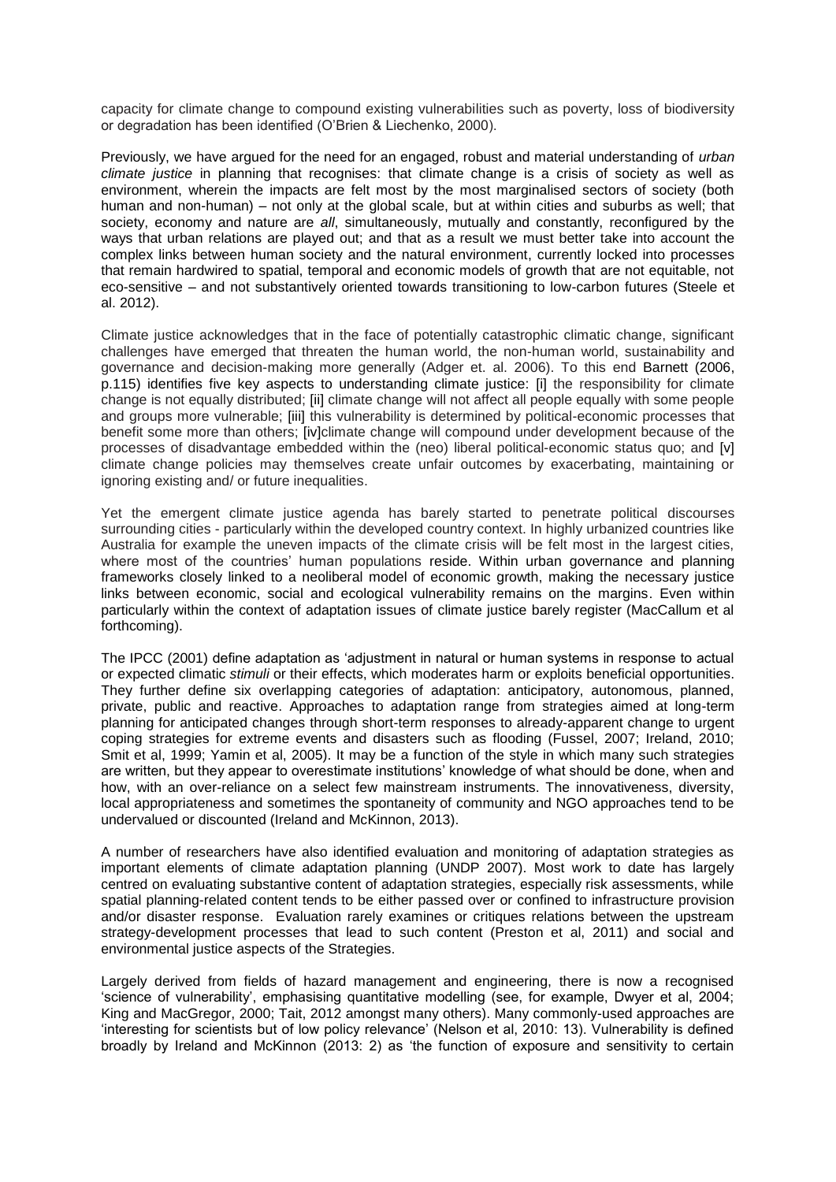capacity for climate change to compound existing vulnerabilities such as poverty, loss of biodiversity or degradation has been identified (O'Brien & Liechenko, 2000).

Previously, we have argued for the need for an engaged, robust and material understanding of *urban climate justice* in planning that recognises: that climate change is a crisis of society as well as environment, wherein the impacts are felt most by the most marginalised sectors of society (both human and non-human) – not only at the global scale, but at within cities and suburbs as well; that society, economy and nature are *all*, simultaneously, mutually and constantly, reconfigured by the ways that urban relations are played out; and that as a result we must better take into account the complex links between human society and the natural environment, currently locked into processes that remain hardwired to spatial, temporal and economic models of growth that are not equitable, not eco-sensitive – and not substantively oriented towards transitioning to low-carbon futures (Steele et al. 2012).

Climate justice acknowledges that in the face of potentially catastrophic climatic change, significant challenges have emerged that threaten the human world, the non-human world, sustainability and governance and decision-making more generally (Adger et. al. 2006). To this end Barnett (2006, p.115) identifies five key aspects to understanding climate justice: [i] the responsibility for climate change is not equally distributed; [ii] climate change will not affect all people equally with some people and groups more vulnerable; [iii] this vulnerability is determined by political-economic processes that benefit some more than others; [iv]climate change will compound under development because of the processes of disadvantage embedded within the (neo) liberal political-economic status quo; and [v] climate change policies may themselves create unfair outcomes by exacerbating, maintaining or ignoring existing and/ or future inequalities.

Yet the emergent climate justice agenda has barely started to penetrate political discourses surrounding cities - particularly within the developed country context. In highly urbanized countries like Australia for example the uneven impacts of the climate crisis will be felt most in the largest cities, where most of the countries' human populations reside. Within urban governance and planning frameworks closely linked to a neoliberal model of economic growth, making the necessary justice links between economic, social and ecological vulnerability remains on the margins. Even within particularly within the context of adaptation issues of climate justice barely register (MacCallum et al forthcoming).

The IPCC (2001) define adaptation as 'adjustment in natural or human systems in response to actual or expected climatic *stimuli* or their effects, which moderates harm or exploits beneficial opportunities. They further define six overlapping categories of adaptation: anticipatory, autonomous, planned, private, public and reactive. Approaches to adaptation range from strategies aimed at long-term planning for anticipated changes through short-term responses to already-apparent change to urgent coping strategies for extreme events and disasters such as flooding (Fussel, 2007; Ireland, 2010; Smit et al, 1999; Yamin et al, 2005). It may be a function of the style in which many such strategies are written, but they appear to overestimate institutions' knowledge of what should be done, when and how, with an over-reliance on a select few mainstream instruments. The innovativeness, diversity, local appropriateness and sometimes the spontaneity of community and NGO approaches tend to be undervalued or discounted (Ireland and McKinnon, 2013).

A number of researchers have also identified evaluation and monitoring of adaptation strategies as important elements of climate adaptation planning (UNDP 2007). Most work to date has largely centred on evaluating substantive content of adaptation strategies, especially risk assessments, while spatial planning-related content tends to be either passed over or confined to infrastructure provision and/or disaster response. Evaluation rarely examines or critiques relations between the upstream strategy-development processes that lead to such content (Preston et al, 2011) and social and environmental justice aspects of the Strategies.

Largely derived from fields of hazard management and engineering, there is now a recognised 'science of vulnerability', emphasising quantitative modelling (see, for example, Dwyer et al, 2004; King and MacGregor, 2000; Tait, 2012 amongst many others). Many commonly-used approaches are 'interesting for scientists but of low policy relevance' (Nelson et al, 2010: 13). Vulnerability is defined broadly by Ireland and McKinnon (2013: 2) as 'the function of exposure and sensitivity to certain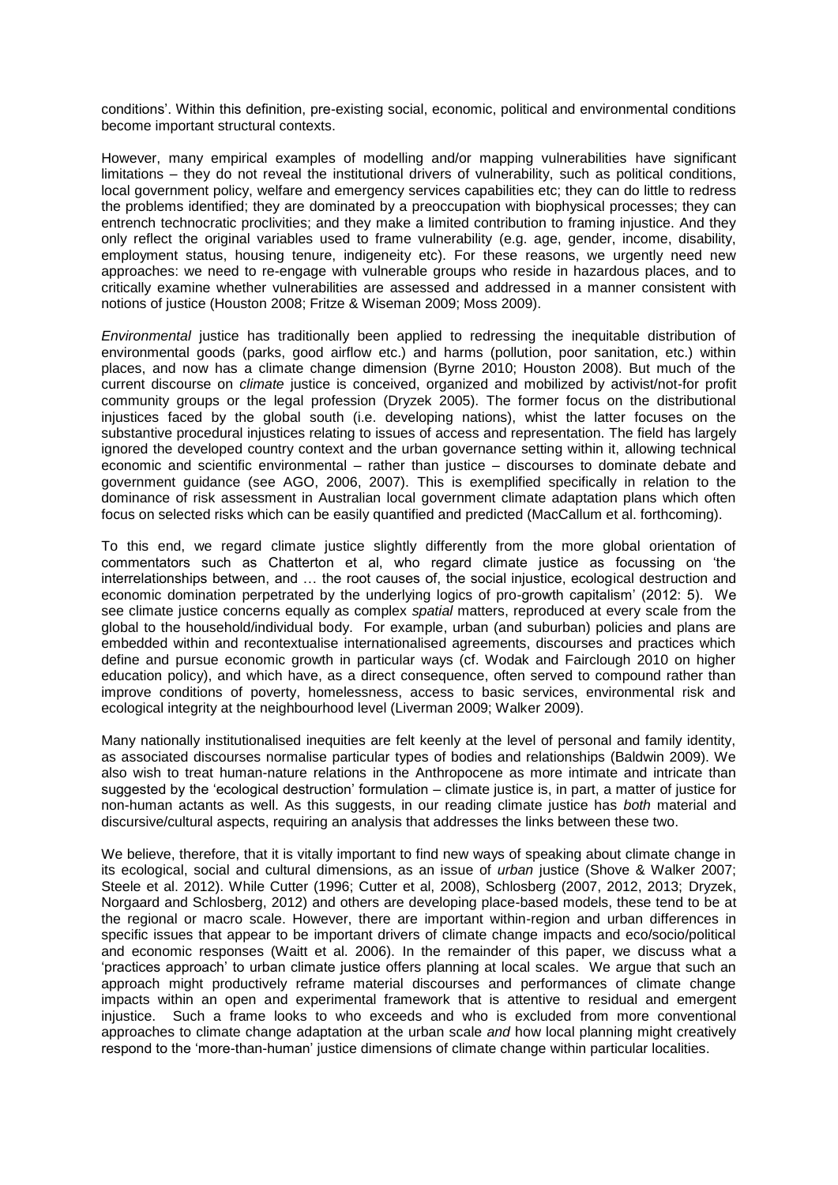conditions'. Within this definition, pre-existing social, economic, political and environmental conditions become important structural contexts.

However, many empirical examples of modelling and/or mapping vulnerabilities have significant limitations – they do not reveal the institutional drivers of vulnerability, such as political conditions, local government policy, welfare and emergency services capabilities etc; they can do little to redress the problems identified; they are dominated by a preoccupation with biophysical processes; they can entrench technocratic proclivities; and they make a limited contribution to framing injustice. And they only reflect the original variables used to frame vulnerability (e.g. age, gender, income, disability, employment status, housing tenure, indigeneity etc). For these reasons, we urgently need new approaches: we need to re-engage with vulnerable groups who reside in hazardous places, and to critically examine whether vulnerabilities are assessed and addressed in a manner consistent with notions of justice (Houston 2008; Fritze & Wiseman 2009; Moss 2009).

*Environmental* justice has traditionally been applied to redressing the inequitable distribution of environmental goods (parks, good airflow etc.) and harms (pollution, poor sanitation, etc.) within places, and now has a climate change dimension (Byrne 2010; Houston 2008). But much of the current discourse on *climate* justice is conceived, organized and mobilized by activist/not-for profit community groups or the legal profession (Dryzek 2005). The former focus on the distributional injustices faced by the global south (i.e. developing nations), whist the latter focuses on the substantive procedural injustices relating to issues of access and representation. The field has largely ignored the developed country context and the urban governance setting within it, allowing technical economic and scientific environmental – rather than justice – discourses to dominate debate and government guidance (see AGO, 2006, 2007). This is exemplified specifically in relation to the dominance of risk assessment in Australian local government climate adaptation plans which often focus on selected risks which can be easily quantified and predicted (MacCallum et al. forthcoming).

To this end, we regard climate justice slightly differently from the more global orientation of commentators such as Chatterton et al, who regard climate justice as focussing on 'the interrelationships between, and … the root causes of, the social injustice, ecological destruction and economic domination perpetrated by the underlying logics of pro-growth capitalism' (2012: 5). We see climate justice concerns equally as complex *spatial* matters, reproduced at every scale from the global to the household/individual body. For example, urban (and suburban) policies and plans are embedded within and recontextualise internationalised agreements, discourses and practices which define and pursue economic growth in particular ways (cf. Wodak and Fairclough 2010 on higher education policy), and which have, as a direct consequence, often served to compound rather than improve conditions of poverty, homelessness, access to basic services, environmental risk and ecological integrity at the neighbourhood level (Liverman 2009; Walker 2009).

Many nationally institutionalised inequities are felt keenly at the level of personal and family identity, as associated discourses normalise particular types of bodies and relationships (Baldwin 2009). We also wish to treat human-nature relations in the Anthropocene as more intimate and intricate than suggested by the 'ecological destruction' formulation – climate justice is, in part, a matter of justice for non-human actants as well. As this suggests, in our reading climate justice has *both* material and discursive/cultural aspects, requiring an analysis that addresses the links between these two.

We believe, therefore, that it is vitally important to find new ways of speaking about climate change in its ecological, social and cultural dimensions, as an issue of *urban* justice (Shove & Walker 2007; Steele et al. 2012). While Cutter (1996; Cutter et al, 2008), Schlosberg (2007, 2012, 2013; Dryzek, Norgaard and Schlosberg, 2012) and others are developing place-based models, these tend to be at the regional or macro scale. However, there are important within-region and urban differences in specific issues that appear to be important drivers of climate change impacts and eco/socio/political and economic responses (Waitt et al. 2006). In the remainder of this paper, we discuss what a 'practices approach' to urban climate justice offers planning at local scales. We argue that such an approach might productively reframe material discourses and performances of climate change impacts within an open and experimental framework that is attentive to residual and emergent injustice. Such a frame looks to who exceeds and who is excluded from more conventional approaches to climate change adaptation at the urban scale *and* how local planning might creatively respond to the 'more-than-human' justice dimensions of climate change within particular localities.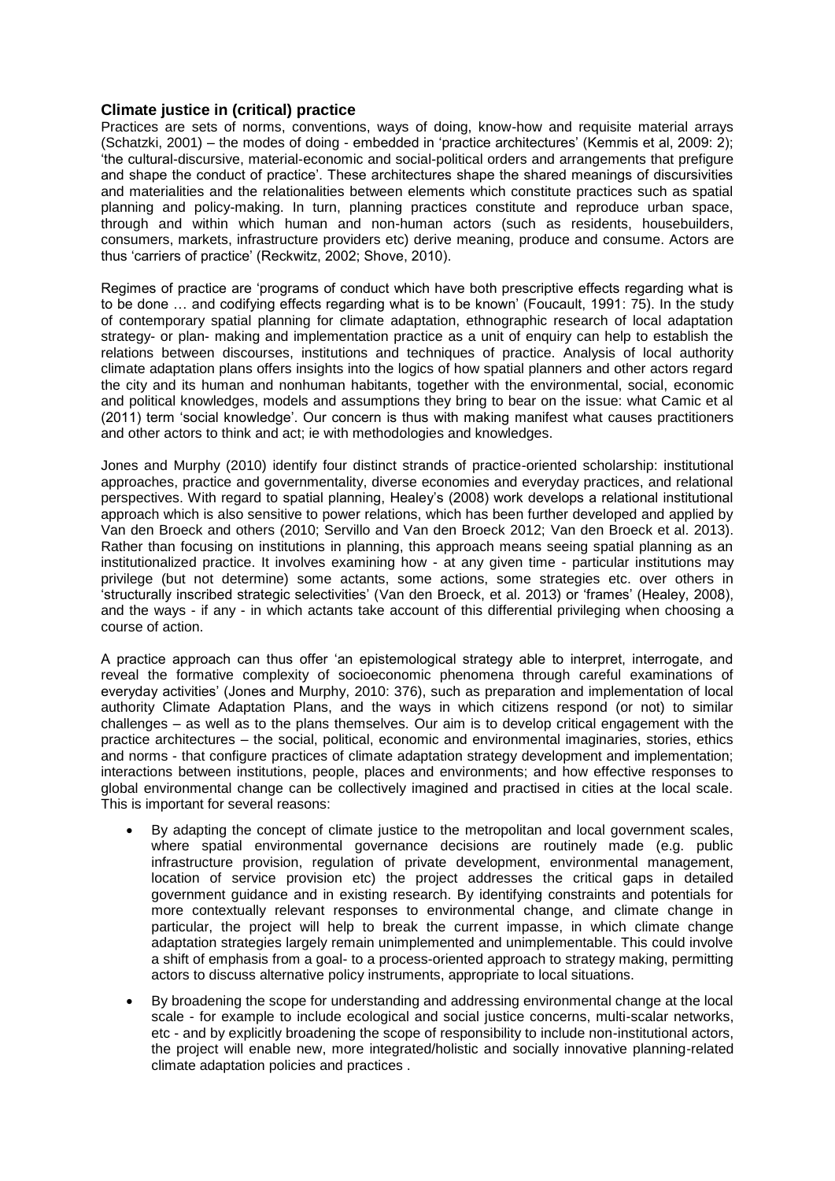## Climate justice in (critical) practice

Practices are sets of norms, conventions, ways of doing, know-how and requisite material arrays (Schatzki, 2001) – the modes of doing - embedded in 'practice architectures' (Kemmis et al, 2009: 2); 'the cultural-discursive, material-economic and social-political orders and arrangements that prefigure and shape the conduct of practice'. These architectures shape the shared meanings of discursivities and materialities and the relationalities between elements which constitute practices such as spatial planning and policy-making. In turn, planning practices constitute and reproduce urban space, through and within which human and non-human actors (such as residents, housebuilders, consumers, markets, infrastructure providers etc) derive meaning, produce and consume. Actors are thus 'carriers of practice' (Reckwitz, 2002; Shove, 2010).

Regimes of practice are 'programs of conduct which have both prescriptive effects regarding what is to be done … and codifying effects regarding what is to be known' (Foucault, 1991: 75). In the study of contemporary spatial planning for climate adaptation, ethnographic research of local adaptation strategy- or plan- making and implementation practice as a unit of enquiry can help to establish the relations between discourses, institutions and techniques of practice. Analysis of local authority climate adaptation plans offers insights into the logics of how spatial planners and other actors regard the city and its human and nonhuman habitants, together with the environmental, social, economic and political knowledges, models and assumptions they bring to bear on the issue: what Camic et al (2011) term 'social knowledge'. Our concern is thus with making manifest what causes practitioners and other actors to think and act; ie with methodologies and knowledges.

Jones and Murphy (2010) identify four distinct strands of practice-oriented scholarship: institutional approaches, practice and governmentality, diverse economies and everyday practices, and relational perspectives. With regard to spatial planning, Healey's (2008) work develops a relational institutional approach which is also sensitive to power relations, which has been further developed and applied by Van den Broeck and others (2010; Servillo and Van den Broeck 2012; Van den Broeck et al. 2013). Rather than focusing on institutions in planning, this approach means seeing spatial planning as an institutionalized practice. It involves examining how - at any given time - particular institutions may privilege (but not determine) some actants, some actions, some strategies etc. over others in 'structurally inscribed strategic selectivities' (Van den Broeck, et al. 2013) or 'frames' (Healey, 2008), and the ways - if any - in which actants take account of this differential privileging when choosing a course of action.

A practice approach can thus offer 'an epistemological strategy able to interpret, interrogate, and reveal the formative complexity of socioeconomic phenomena through careful examinations of everyday activities' (Jones and Murphy, 2010: 376), such as preparation and implementation of local authority Climate Adaptation Plans, and the ways in which citizens respond (or not) to similar challenges – as well as to the plans themselves. Our aim is to develop critical engagement with the practice architectures – the social, political, economic and environmental imaginaries, stories, ethics and norms - that configure practices of climate adaptation strategy development and implementation; interactions between institutions, people, places and environments; and how effective responses to global environmental change can be collectively imagined and practised in cities at the local scale. This is important for several reasons:

- By adapting the concept of climate justice to the metropolitan and local government scales, where spatial environmental governance decisions are routinely made (e.g. public infrastructure provision, regulation of private development, environmental management, location of service provision etc) the project addresses the critical gaps in detailed government guidance and in existing research. By identifying constraints and potentials for more contextually relevant responses to environmental change, and climate change in particular, the project will help to break the current impasse, in which climate change adaptation strategies largely remain unimplemented and unimplementable. This could involve a shift of emphasis from a goal- to a process-oriented approach to strategy making, permitting actors to discuss alternative policy instruments, appropriate to local situations.
- By broadening the scope for understanding and addressing environmental change at the local scale - for example to include ecological and social justice concerns, multi-scalar networks, etc - and by explicitly broadening the scope of responsibility to include non-institutional actors, the project will enable new, more integrated/holistic and socially innovative planning-related climate adaptation policies and practices .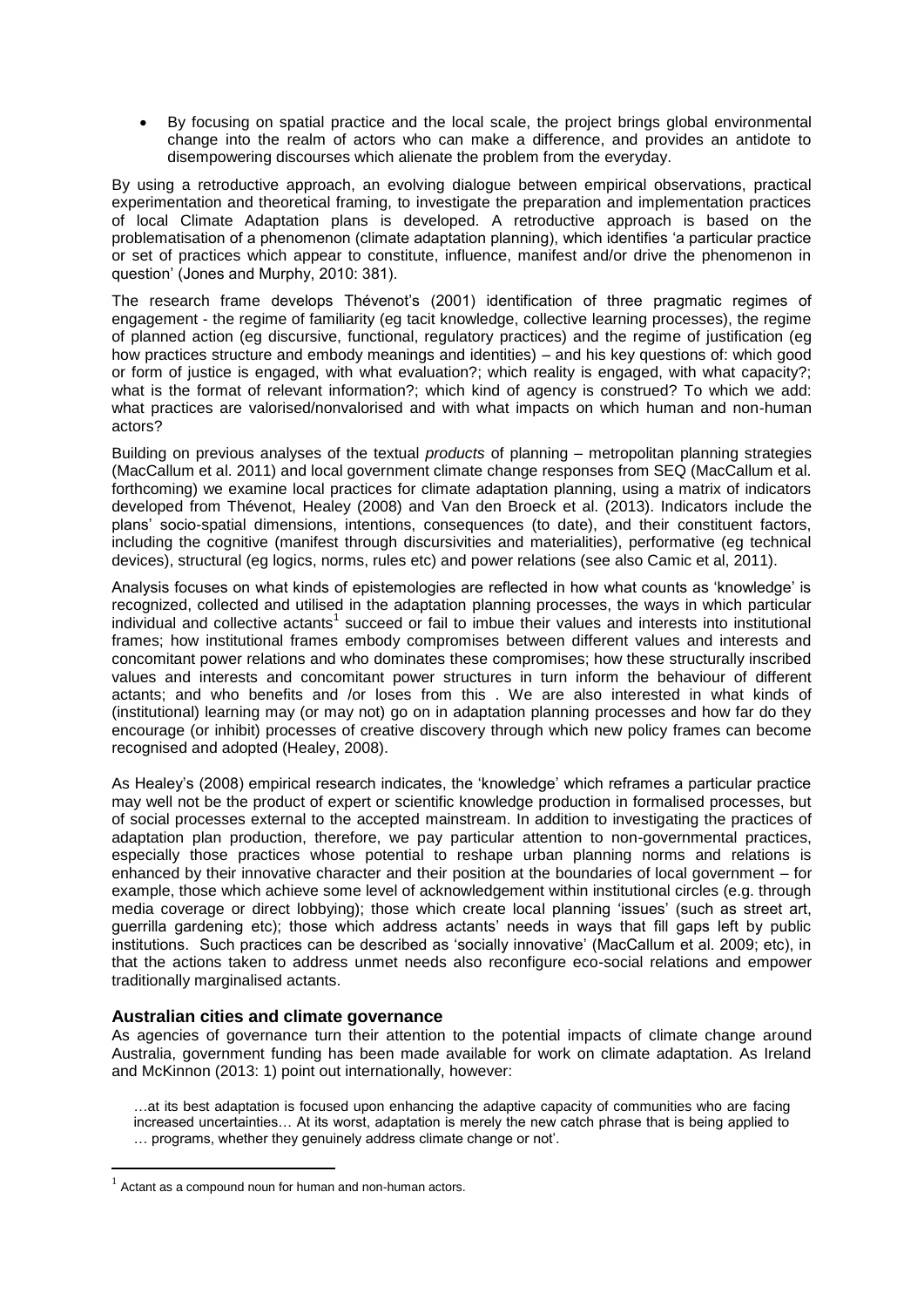- By focusing on spatial practice and the local scale, the project brings global environmental change into the realm of actors who can make a difference, and provides an antidote to disempowering discourses which alienate the problem from the everyday.

By using a retroductive approach, an evolving dialogue between empirical observations, practical experimentation and theoretical framing, to investigate the preparation and implementation practices of local Climate Adaptation plans is developed. A retroductive approach is based on the problematisation of a phenomenon (climate adaptation planning), which identifies 'a particular practice or set of practices which appear to constitute, influence, manifest and/or drive the phenomenon in question' (Jones and Murphy, 2010: 381).

The research frame develops Thévenot's (2001) identification of three pragmatic regimes of engagement - the regime of familiarity (eg tacit knowledge, collective learning processes), the regime of planned action (eg discursive, functional, regulatory practices) and the regime of justification (eg how practices structure and embody meanings and identities) – and his key questions of: which good or form of justice is engaged, with what evaluation?; which reality is engaged, with what capacity?; what is the format of relevant information?; which kind of agency is construed? To which we add: what practices are valorised/nonvalorised and with what impacts on which human and non-human actors?

Building on previous analyses of the textual *products* of planning – metropolitan planning strategies (MacCallum et al. 2011) and local government climate change responses from SEQ (MacCallum et al. forthcoming) we examine local practices for climate adaptation planning, using a matrix of indicators developed from Thévenot, Healey (2008) and Van den Broeck et al. (2013). Indicators include the plans' socio-spatial dimensions, intentions, consequences (to date), and their constituent factors, including the cognitive (manifest through discursivities and materialities), performative (eg technical devices), structural (eg logics, norms, rules etc) and power relations (see also Camic et al, 2011).

Analysis focuses on what kinds of epistemologies are reflected in how what counts as 'knowledge' is recognized, collected and utilised in the adaptation planning processes, the ways in which particular individual and collective actants[1] succeed or fail to imbue their values and interests into institutional frames; how institutional frames embody compromises between different values and interests and concomitant power relations and who dominates these compromises; how these structurally inscribed values and interests and concomitant power structures in turn inform the behaviour of different actants; and who benefits and /or loses from this . We are also interested in what kinds of (institutional) learning may (or may not) go on in adaptation planning processes and how far do they encourage (or inhibit) processes of creative discovery through which new policy frames can become recognised and adopted (Healey, 2008).

As Healey's (2008) empirical research indicates, the 'knowledge' which reframes a particular practice may well not be the product of expert or scientific knowledge production in formalised processes, but of social processes external to the accepted mainstream. In addition to investigating the practices of adaptation plan production, therefore, we pay particular attention to non-governmental practices, especially those practices whose potential to reshape urban planning norms and relations is enhanced by their innovative character and their position at the boundaries of local government – for example, those which achieve some level of acknowledgement within institutional circles (e.g. through media coverage or direct lobbying); those which create local planning 'issues' (such as street art, guerrilla gardening etc); those which address actants' needs in ways that fill gaps left by public institutions. Such practices can be described as 'socially innovative' (MacCallum et al. 2009; etc), in that the actions taken to address unmet needs also reconfigure eco-social relations and empower traditionally marginalised actants.

### Australian cities and climate governance

As agencies of governance turn their attention to the potential impacts of climate change around Australia, government funding has been made available for work on climate adaptation. As Ireland and McKinnon (2013: 1) point out internationally, however:

> …at its best adaptation is focused upon enhancing the adaptive capacity of communities who are facing increased uncertainties… At its worst, adaptation is merely the new catch phrase that is being applied to … programs, whether they genuinely address climate change or not'.

[1] Actant as a compound noun for human and non-human actors.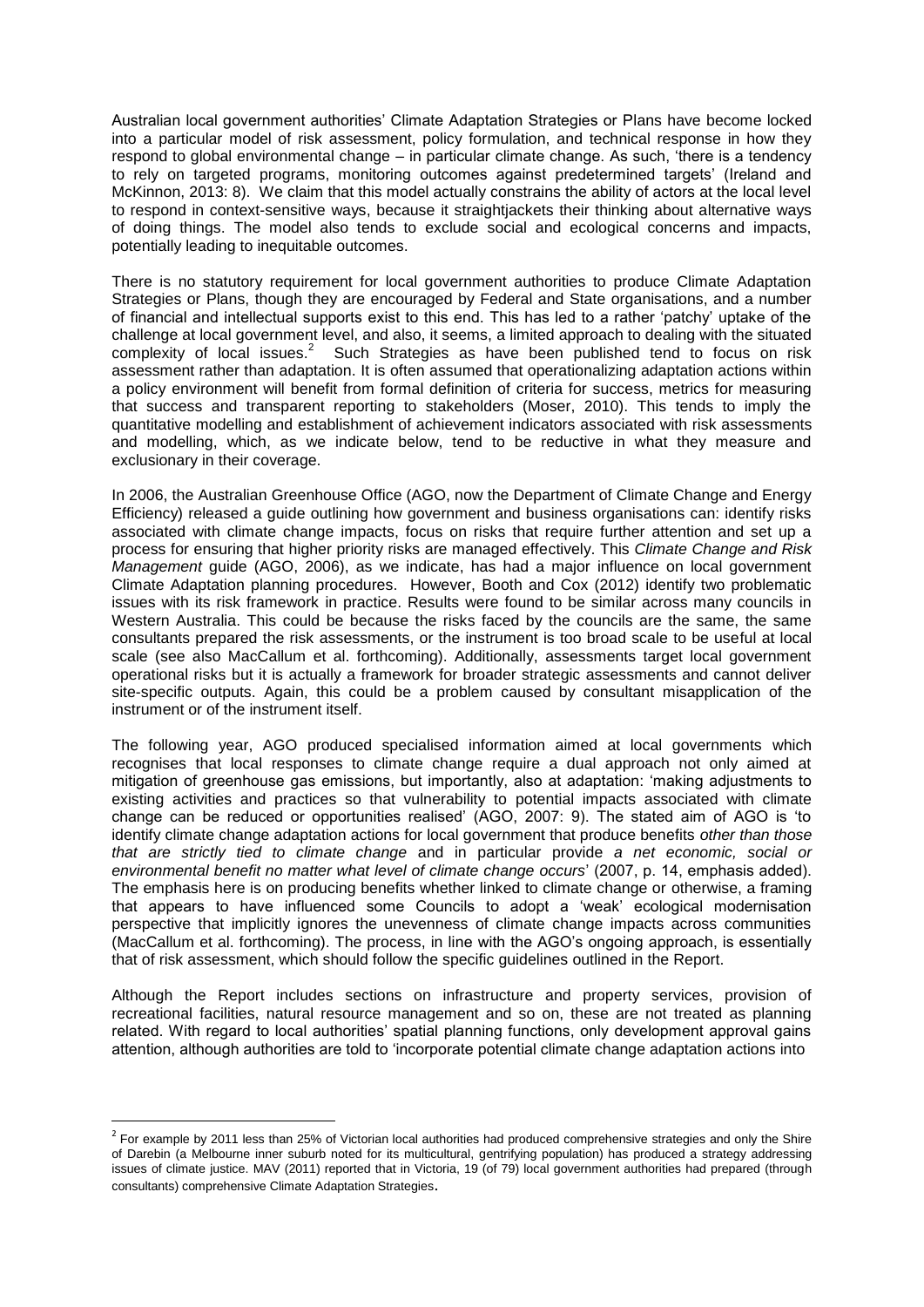Australian local government authorities' Climate Adaptation Strategies or Plans have become locked into a particular model of risk assessment, policy formulation, and technical response in how they respond to global environmental change – in particular climate change. As such, 'there is a tendency to rely on targeted programs, monitoring outcomes against predetermined targets' (Ireland and McKinnon, 2013: 8). We claim that this model actually constrains the ability of actors at the local level to respond in context-sensitive ways, because it straightjackets their thinking about alternative ways of doing things. The model also tends to exclude social and ecological concerns and impacts, potentially leading to inequitable outcomes.

There is no statutory requirement for local government authorities to produce Climate Adaptation Strategies or Plans, though they are encouraged by Federal and State organisations, and a number of financial and intellectual supports exist to this end. This has led to a rather 'patchy' uptake of the challenge at local government level, and also, it seems, a limited approach to dealing with the situated complexity of local issues.[2] Such Strategies as have been published tend to focus on risk assessment rather than adaptation. It is often assumed that operationalizing adaptation actions within a policy environment will benefit from formal definition of criteria for success, metrics for measuring that success and transparent reporting to stakeholders (Moser, 2010). This tends to imply the quantitative modelling and establishment of achievement indicators associated with risk assessments and modelling, which, as we indicate below, tend to be reductive in what they measure and exclusionary in their coverage.

In 2006, the Australian Greenhouse Office (AGO, now the Department of Climate Change and Energy Efficiency) released a guide outlining how government and business organisations can: identify risks associated with climate change impacts, focus on risks that require further attention and set up a process for ensuring that higher priority risks are managed effectively. This *Climate Change and Risk Management* guide (AGO, 2006), as we indicate, has had a major influence on local government Climate Adaptation planning procedures. However, Booth and Cox (2012) identify two problematic issues with its risk framework in practice. Results were found to be similar across many councils in Western Australia. This could be because the risks faced by the councils are the same, the same consultants prepared the risk assessments, or the instrument is too broad scale to be useful at local scale (see also MacCallum et al. forthcoming). Additionally, assessments target local government operational risks but it is actually a framework for broader strategic assessments and cannot deliver site-specific outputs. Again, this could be a problem caused by consultant misapplication of the instrument or of the instrument itself.

The following year, AGO produced specialised information aimed at local governments which recognises that local responses to climate change require a dual approach not only aimed at mitigation of greenhouse gas emissions, but importantly, also at adaptation: 'making adjustments to existing activities and practices so that vulnerability to potential impacts associated with climate change can be reduced or opportunities realised' (AGO, 2007: 9). The stated aim of AGO is 'to identify climate change adaptation actions for local government that produce benefits *other than those that are strictly tied to climate change* and in particular provide *a net economic, social or environmental benefit no matter what level of climate change occurs*' (2007, p. 14, emphasis added). The emphasis here is on producing benefits whether linked to climate change or otherwise, a framing that appears to have influenced some Councils to adopt a 'weak' ecological modernisation perspective that implicitly ignores the unevenness of climate change impacts across communities (MacCallum et al. forthcoming). The process, in line with the AGO's ongoing approach, is essentially that of risk assessment, which should follow the specific guidelines outlined in the Report.

Although the Report includes sections on infrastructure and property services, provision of recreational facilities, natural resource management and so on, these are not treated as planning related. With regard to local authorities' spatial planning functions, only development approval gains attention, although authorities are told to 'incorporate potential climate change adaptation actions into

---

[2] For example by 2011 less than 25% of Victorian local authorities had produced comprehensive strategies and only the Shire of Darebin (a Melbourne inner suburb noted for its multicultural, gentrifying population) has produced a strategy addressing issues of climate justice. MAV (2011) reported that in Victoria, 19 (of 79) local government authorities had prepared (through consultants) comprehensive Climate Adaptation Strategies.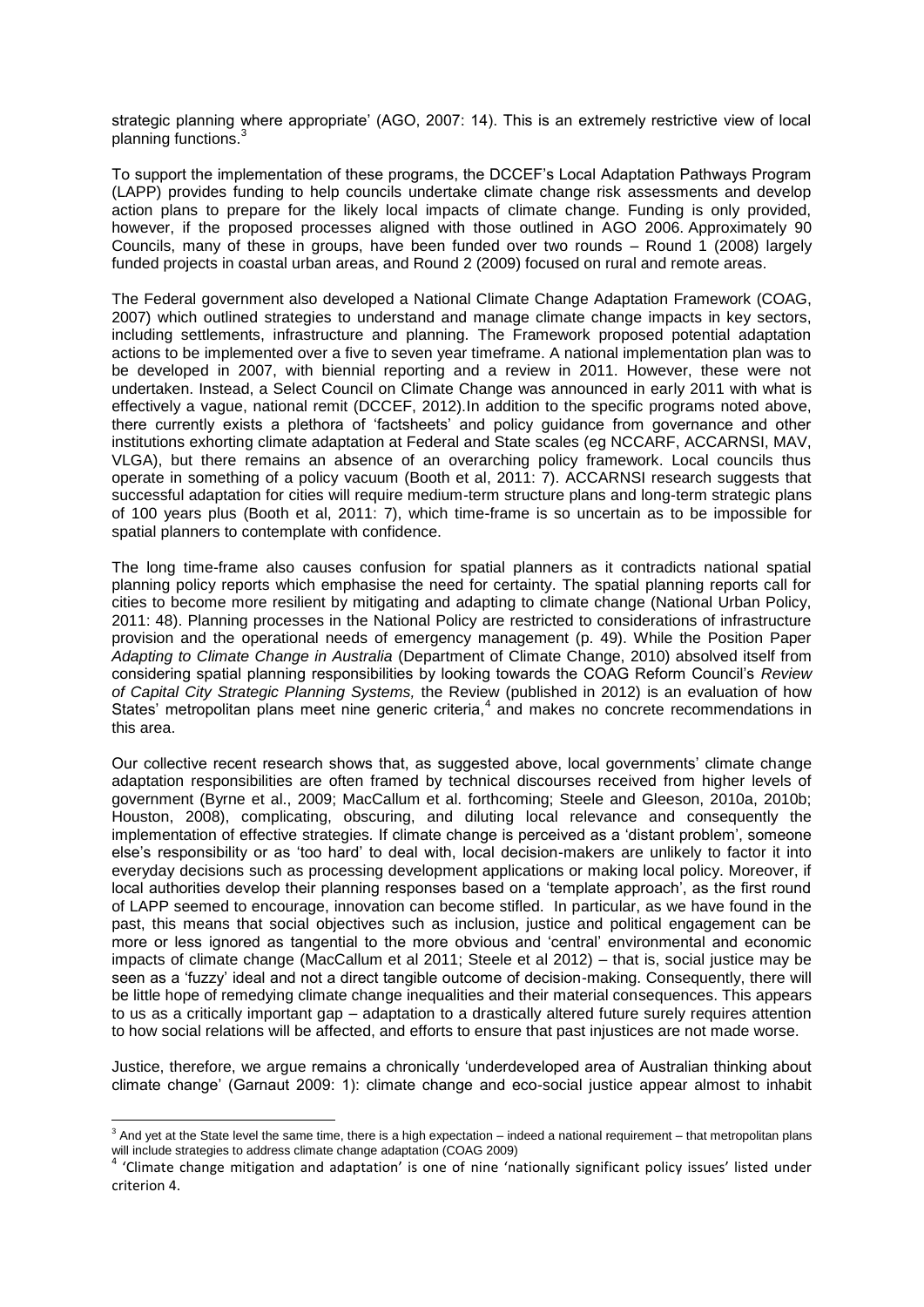strategic planning where appropriate' (AGO, 2007: 14). This is an extremely restrictive view of local planning functions.[3]

To support the implementation of these programs, the DCCEF's Local Adaptation Pathways Program (LAPP) provides funding to help councils undertake climate change risk assessments and develop action plans to prepare for the likely local impacts of climate change. Funding is only provided, however, if the proposed processes aligned with those outlined in AGO 2006. Approximately 90 Councils, many of these in groups, have been funded over two rounds – Round 1 (2008) largely funded projects in coastal urban areas, and Round 2 (2009) focused on rural and remote areas.

The Federal government also developed a National Climate Change Adaptation Framework (COAG, 2007) which outlined strategies to understand and manage climate change impacts in key sectors, including settlements, infrastructure and planning. The Framework proposed potential adaptation actions to be implemented over a five to seven year timeframe. A national implementation plan was to be developed in 2007, with biennial reporting and a review in 2011. However, these were not undertaken. Instead, a Select Council on Climate Change was announced in early 2011 with what is effectively a vague, national remit (DCCEF, 2012).In addition to the specific programs noted above, there currently exists a plethora of 'factsheets' and policy guidance from governance and other institutions exhorting climate adaptation at Federal and State scales (eg NCCARF, ACCARNSI, MAV, VLGA), but there remains an absence of an overarching policy framework. Local councils thus operate in something of a policy vacuum (Booth et al, 2011: 7). ACCARNSI research suggests that successful adaptation for cities will require medium-term structure plans and long-term strategic plans of 100 years plus (Booth et al, 2011: 7), which time-frame is so uncertain as to be impossible for spatial planners to contemplate with confidence.

The long time-frame also causes confusion for spatial planners as it contradicts national spatial planning policy reports which emphasise the need for certainty. The spatial planning reports call for cities to become more resilient by mitigating and adapting to climate change (National Urban Policy, 2011: 48). Planning processes in the National Policy are restricted to considerations of infrastructure provision and the operational needs of emergency management (p. 49). While the Position Paper *Adapting to Climate Change in Australia* (Department of Climate Change, 2010) absolved itself from considering spatial planning responsibilities by looking towards the COAG Reform Council's *Review of Capital City Strategic Planning Systems,* the Review (published in 2012) is an evaluation of how States' metropolitan plans meet nine generic criteria,[4] and makes no concrete recommendations in this area.

Our collective recent research shows that, as suggested above, local governments' climate change adaptation responsibilities are often framed by technical discourses received from higher levels of government (Byrne et al., 2009; MacCallum et al. forthcoming; Steele and Gleeson, 2010a, 2010b; Houston, 2008), complicating, obscuring, and diluting local relevance and consequently the implementation of effective strategies. If climate change is perceived as a 'distant problem', someone else's responsibility or as 'too hard' to deal with, local decision-makers are unlikely to factor it into everyday decisions such as processing development applications or making local policy. Moreover, if local authorities develop their planning responses based on a 'template approach', as the first round of LAPP seemed to encourage, innovation can become stifled. In particular, as we have found in the past, this means that social objectives such as inclusion, justice and political engagement can be more or less ignored as tangential to the more obvious and 'central' environmental and economic impacts of climate change (MacCallum et al 2011; Steele et al 2012) – that is, social justice may be seen as a 'fuzzy' ideal and not a direct tangible outcome of decision-making. Consequently, there will be little hope of remedying climate change inequalities and their material consequences. This appears to us as a critically important gap – adaptation to a drastically altered future surely requires attention to how social relations will be affected, and efforts to ensure that past injustices are not made worse.

Justice, therefore, we argue remains a chronically 'underdeveloped area of Australian thinking about climate change' (Garnaut 2009: 1): climate change and eco-social justice appear almost to inhabit

---

[3] And yet at the State level the same time, there is a high expectation – indeed a national requirement – that metropolitan plans will include strategies to address climate change adaptation (COAG 2009)

[4] 'Climate change mitigation and adaptation' is one of nine 'nationally significant policy issues' listed under criterion 4.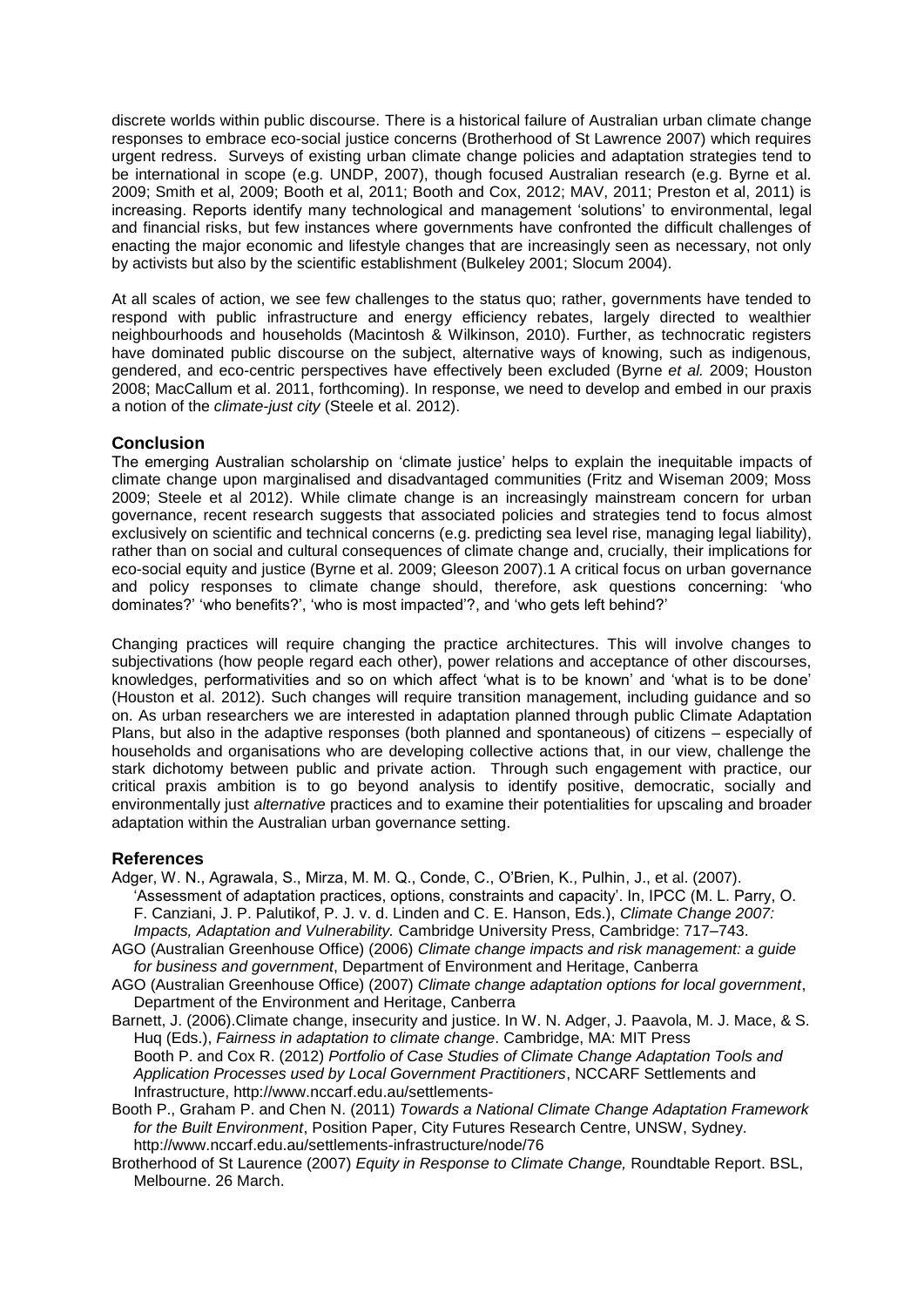discrete worlds within public discourse. There is a historical failure of Australian urban climate change responses to embrace eco-social justice concerns (Brotherhood of St Lawrence 2007) which requires urgent redress. Surveys of existing urban climate change policies and adaptation strategies tend to be international in scope (e.g. UNDP, 2007), though focused Australian research (e.g. Byrne et al. 2009; Smith et al, 2009; Booth et al, 2011; Booth and Cox, 2012; MAV, 2011; Preston et al, 2011) is increasing. Reports identify many technological and management 'solutions' to environmental, legal and financial risks, but few instances where governments have confronted the difficult challenges of enacting the major economic and lifestyle changes that are increasingly seen as necessary, not only by activists but also by the scientific establishment (Bulkeley 2001; Slocum 2004).

At all scales of action, we see few challenges to the status quo; rather, governments have tended to respond with public infrastructure and energy efficiency rebates, largely directed to wealthier neighbourhoods and households (Macintosh & Wilkinson, 2010). Further, as technocratic registers have dominated public discourse on the subject, alternative ways of knowing, such as indigenous, gendered, and eco-centric perspectives have effectively been excluded (Byrne *et al.* 2009; Houston 2008; MacCallum et al. 2011, forthcoming). In response, we need to develop and embed in our praxis a notion of the *climate-just city* (Steele et al. 2012).

## Conclusion

The emerging Australian scholarship on 'climate justice' helps to explain the inequitable impacts of climate change upon marginalised and disadvantaged communities (Fritz and Wiseman 2009; Moss 2009; Steele et al 2012). While climate change is an increasingly mainstream concern for urban governance, recent research suggests that associated policies and strategies tend to focus almost exclusively on scientific and technical concerns (e.g. predicting sea level rise, managing legal liability), rather than on social and cultural consequences of climate change and, crucially, their implications for eco-social equity and justice (Byrne et al. 2009; Gleeson 2007).1 A critical focus on urban governance and policy responses to climate change should, therefore, ask questions concerning: 'who dominates?' 'who benefits?', 'who is most impacted'?, and 'who gets left behind?'

Changing practices will require changing the practice architectures. This will involve changes to subjectivations (how people regard each other), power relations and acceptance of other discourses, knowledges, performativities and so on which affect 'what is to be known' and 'what is to be done' (Houston et al. 2012). Such changes will require transition management, including guidance and so on. As urban researchers we are interested in adaptation planned through public Climate Adaptation Plans, but also in the adaptive responses (both planned and spontaneous) of citizens – especially of households and organisations who are developing collective actions that, in our view, challenge the stark dichotomy between public and private action. Through such engagement with practice, our critical praxis ambition is to go beyond analysis to identify positive, democratic, socially and environmentally just *alternative* practices and to examine their potentialities for upscaling and broader adaptation within the Australian urban governance setting.

## References

Adger, W. N., Agrawala, S., Mirza, M. M. Q., Conde, C., O'Brien, K., Pulhin, J., et al. (2007). 'Assessment of adaptation practices, options, constraints and capacity'. In, IPCC (M. L. Parry, O. F. Canziani, J. P. Palutikof, P. J. v. d. Linden and C. E. Hanson, Eds.), *Climate Change 2007: Impacts, Adaptation and Vulnerability.* Cambridge University Press, Cambridge: 717–743.

AGO (Australian Greenhouse Office) (2006) *Climate change impacts and risk management: a guide for business and government*, Department of Environment and Heritage, Canberra

AGO (Australian Greenhouse Office) (2007) *Climate change adaptation options for local government*, Department of the Environment and Heritage, Canberra

Barnett, J. (2006).Climate change, insecurity and justice. In W. N. Adger, J. Paavola, M. J. Mace, & S. Huq (Eds.), *Fairness in adaptation to climate change*. Cambridge, MA: MIT Press
Booth P. and Cox R. (2012) *Portfolio of Case Studies of Climate Change Adaptation Tools and Application Processes used by Local Government Practitioners*, NCCARF Settlements and Infrastructure, http://www.nccarf.edu.au/settlements-

Booth P., Graham P. and Chen N. (2011) *Towards a National Climate Change Adaptation Framework for the Built Environment*, Position Paper, City Futures Research Centre, UNSW, Sydney. http://www.nccarf.edu.au/settlements-infrastructure/node/76

Brotherhood of St Laurence (2007) *Equity in Response to Climate Change,* Roundtable Report. BSL, Melbourne. 26 March.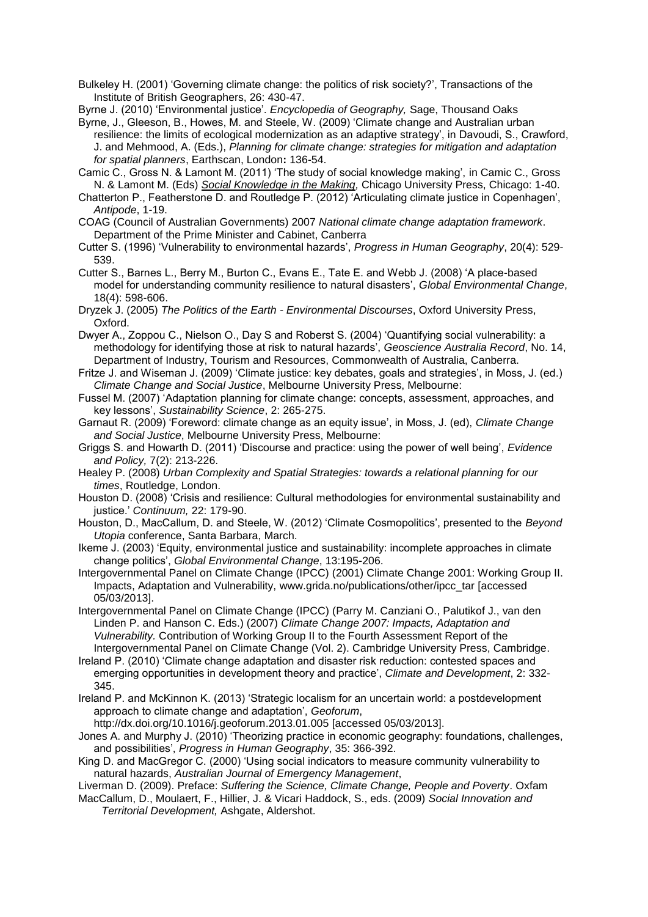Bulkeley H. (2001) 'Governing climate change: the politics of risk society?', Transactions of the Institute of British Geographers, 26: 430-47.

Byrne J. (2010) 'Environmental justice'. *Encyclopedia of Geography,* Sage, Thousand Oaks

Byrne, J., Gleeson, B., Howes, M. and Steele, W. (2009) 'Climate change and Australian urban resilience: the limits of ecological modernization as an adaptive strategy', in Davoudi, S., Crawford, J. and Mehmood, A. (Eds.), *Planning for climate change: strategies for mitigation and adaptation for spatial planners*, Earthscan, London**:** 136-54.

Camic C., Gross N. & Lamont M. (2011) 'The study of social knowledge making', in Camic C., Gross N. & Lamont M. (Eds) *Social Knowledge in the Making,* Chicago University Press, Chicago: 1-40.

Chatterton P., Featherstone D. and Routledge P. (2012) 'Articulating climate justice in Copenhagen', *Antipode*, 1-19.

COAG (Council of Australian Governments) 2007 *National climate change adaptation framework*. Department of the Prime Minister and Cabinet, Canberra

Cutter S. (1996) 'Vulnerability to environmental hazards', *Progress in Human Geography*, 20(4): 529-539.

Cutter S., Barnes L., Berry M., Burton C., Evans E., Tate E. and Webb J. (2008) 'A place-based model for understanding community resilience to natural disasters', *Global Environmental Change*, 18(4): 598-606.

Dryzek J. (2005) *The Politics of the Earth - Environmental Discourses*, Oxford University Press, Oxford.

Dwyer A., Zoppou C., Nielson O., Day S and Roberst S. (2004) 'Quantifying social vulnerability: a methodology for identifying those at risk to natural hazards', *Geoscience Australia Record*, No. 14, Department of Industry, Tourism and Resources, Commonwealth of Australia, Canberra.

Fritze J. and Wiseman J. (2009) 'Climate justice: key debates, goals and strategies', in Moss, J. (ed.) *Climate Change and Social Justice*, Melbourne University Press, Melbourne:

Fussel M. (2007) 'Adaptation planning for climate change: concepts, assessment, approaches, and key lessons', *Sustainability Science*, 2: 265-275.

Garnaut R. (2009) 'Foreword: climate change as an equity issue', in Moss, J. (ed), *Climate Change and Social Justice*, Melbourne University Press, Melbourne:

Griggs S. and Howarth D. (2011) 'Discourse and practice: using the power of well being', *Evidence and Policy,* 7(2): 213-226.

Healey P. (2008) *Urban Complexity and Spatial Strategies: towards a relational planning for our times*, Routledge, London.

Houston D. (2008) 'Crisis and resilience: Cultural methodologies for environmental sustainability and justice.' *Continuum,* 22: 179-90.

Houston, D., MacCallum, D. and Steele, W. (2012) 'Climate Cosmopolitics', presented to the *Beyond Utopia* conference, Santa Barbara, March.

Ikeme J. (2003) 'Equity, environmental justice and sustainability: incomplete approaches in climate change politics', *Global Environmental Change*, 13:195-206.

Intergovernmental Panel on Climate Change (IPCC) (2001) Climate Change 2001: Working Group II. Impacts, Adaptation and Vulnerability, www.grida.no/publications/other/ipcc_tar [accessed 05/03/2013].

Intergovernmental Panel on Climate Change (IPCC) (Parry M. Canziani O., Palutikof J., van den Linden P. and Hanson C. Eds.) (2007) *Climate Change 2007: Impacts, Adaptation and Vulnerability.* Contribution of Working Group II to the Fourth Assessment Report of the Intergovernmental Panel on Climate Change (Vol. 2). Cambridge University Press, Cambridge.

Ireland P. (2010) 'Climate change adaptation and disaster risk reduction: contested spaces and emerging opportunities in development theory and practice', *Climate and Development*, 2: 332-345.

Ireland P. and McKinnon K. (2013) 'Strategic localism for an uncertain world: a postdevelopment approach to climate change and adaptation', *Geoforum*, http://dx.doi.org/10.1016/j.geoforum.2013.01.005 [accessed 05/03/2013].

Jones A. and Murphy J. (2010) 'Theorizing practice in economic geography: foundations, challenges, and possibilities', *Progress in Human Geography*, 35: 366-392.

King D. and MacGregor C. (2000) 'Using social indicators to measure community vulnerability to natural hazards, *Australian Journal of Emergency Management*,

Liverman D. (2009). Preface: *Suffering the Science, Climate Change, People and Poverty*. Oxfam

MacCallum, D., Moulaert, F., Hillier, J. & Vicari Haddock, S., eds. (2009) *Social Innovation and Territorial Development,* Ashgate, Aldershot.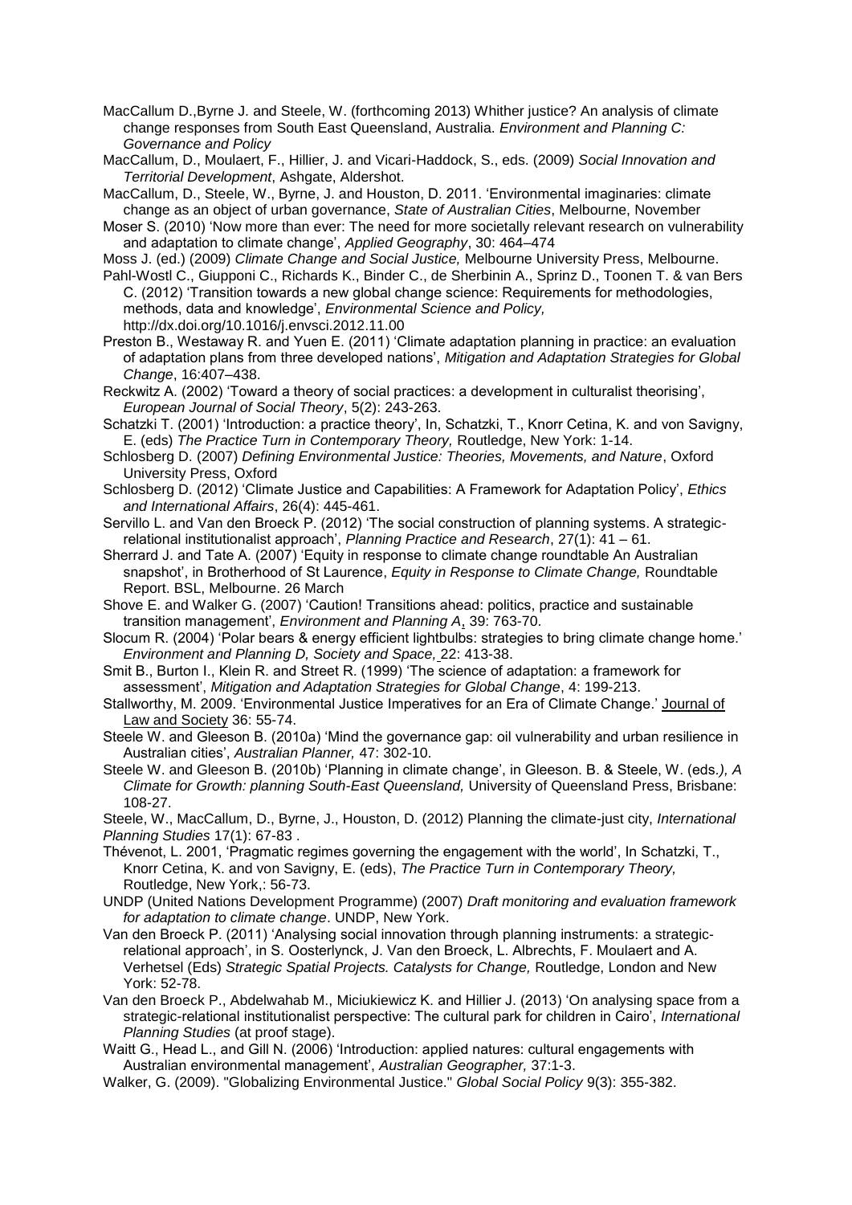MacCallum D.,Byrne J. and Steele, W. (forthcoming 2013) Whither justice? An analysis of climate change responses from South East Queensland, Australia. *Environment and Planning C: Governance and Policy*

MacCallum, D., Moulaert, F., Hillier, J. and Vicari-Haddock, S., eds. (2009) *Social Innovation and Territorial Development*, Ashgate, Aldershot.

MacCallum, D., Steele, W., Byrne, J. and Houston, D. 2011. 'Environmental imaginaries: climate change as an object of urban governance, *State of Australian Cities*, Melbourne, November

Moser S. (2010) 'Now more than ever: The need for more societally relevant research on vulnerability and adaptation to climate change', *Applied Geography*, 30: 464–474

Moss J. (ed.) (2009) *Climate Change and Social Justice,* Melbourne University Press, Melbourne.

Pahl-Wostl C., Giupponi C., Richards K., Binder C., de Sherbinin A., Sprinz D., Toonen T. & van Bers C. (2012) 'Transition towards a new global change science: Requirements for methodologies, methods, data and knowledge', *Environmental Science and Policy,* http://dx.doi.org/10.1016/j.envsci.2012.11.00

Preston B., Westaway R. and Yuen E. (2011) 'Climate adaptation planning in practice: an evaluation of adaptation plans from three developed nations', *Mitigation and Adaptation Strategies for Global Change*, 16:407–438.

Reckwitz A. (2002) 'Toward a theory of social practices: a development in culturalist theorising', *European Journal of Social Theory*, 5(2): 243-263.

Schatzki T. (2001) 'Introduction: a practice theory', In, Schatzki, T., Knorr Cetina, K. and von Savigny, E. (eds) *The Practice Turn in Contemporary Theory,* Routledge, New York: 1-14.

Schlosberg D. (2007) *Defining Environmental Justice: Theories, Movements, and Nature*, Oxford University Press, Oxford

Schlosberg D. (2012) 'Climate Justice and Capabilities: A Framework for Adaptation Policy', *Ethics and International Affairs*, 26(4): 445-461.

Servillo L. and Van den Broeck P. (2012) 'The social construction of planning systems. A strategic-relational institutionalist approach', *Planning Practice and Research*, 27(1): 41 – 61.

Sherrard J. and Tate A. (2007) 'Equity in response to climate change roundtable An Australian snapshot', in Brotherhood of St Laurence, *Equity in Response to Climate Change,* Roundtable Report. BSL, Melbourne. 26 March

Shove E. and Walker G. (2007) 'Caution! Transitions ahead: politics, practice and sustainable transition management', *Environment and Planning A*, 39: 763-70.

Slocum R. (2004) 'Polar bears & energy efficient lightbulbs: strategies to bring climate change home.' *Environment and Planning D, Society and Space,* 22: 413-38.

Smit B., Burton I., Klein R. and Street R. (1999) 'The science of adaptation: a framework for assessment', *Mitigation and Adaptation Strategies for Global Change*, 4: 199-213.

Stallworthy, M. 2009. 'Environmental Justice Imperatives for an Era of Climate Change.' Journal of Law and Society 36: 55-74.

Steele W. and Gleeson B. (2010a) 'Mind the governance gap: oil vulnerability and urban resilience in Australian cities', *Australian Planner,* 47: 302-10.

Steele W. and Gleeson B. (2010b) 'Planning in climate change', in Gleeson. B. & Steele, W. (eds*.), A Climate for Growth: planning South-East Queensland,* University of Queensland Press, Brisbane: 108-27.

Steele, W., MacCallum, D., Byrne, J., Houston, D. (2012) Planning the climate-just city, *International Planning Studies* 17(1): 67-83 .

Thévenot, L. 2001, 'Pragmatic regimes governing the engagement with the world', In Schatzki, T., Knorr Cetina, K. and von Savigny, E. (eds), *The Practice Turn in Contemporary Theory,* Routledge, New York,: 56-73.

UNDP (United Nations Development Programme) (2007) *Draft monitoring and evaluation framework for adaptation to climate change*. UNDP, New York.

Van den Broeck P. (2011) 'Analysing social innovation through planning instruments: a strategic-relational approach', in S. Oosterlynck, J. Van den Broeck, L. Albrechts, F. Moulaert and A. Verhetsel (Eds) *Strategic Spatial Projects. Catalysts for Change,* Routledge, London and New York: 52-78.

Van den Broeck P., Abdelwahab M., Miciukiewicz K. and Hillier J. (2013) 'On analysing space from a strategic-relational institutionalist perspective: The cultural park for children in Cairo', *International Planning Studies* (at proof stage).

Waitt G., Head L., and Gill N. (2006) 'Introduction: applied natures: cultural engagements with Australian environmental management', *Australian Geographer,* 37:1-3.

Walker, G. (2009). "Globalizing Environmental Justice." *Global Social Policy* 9(3): 355-382.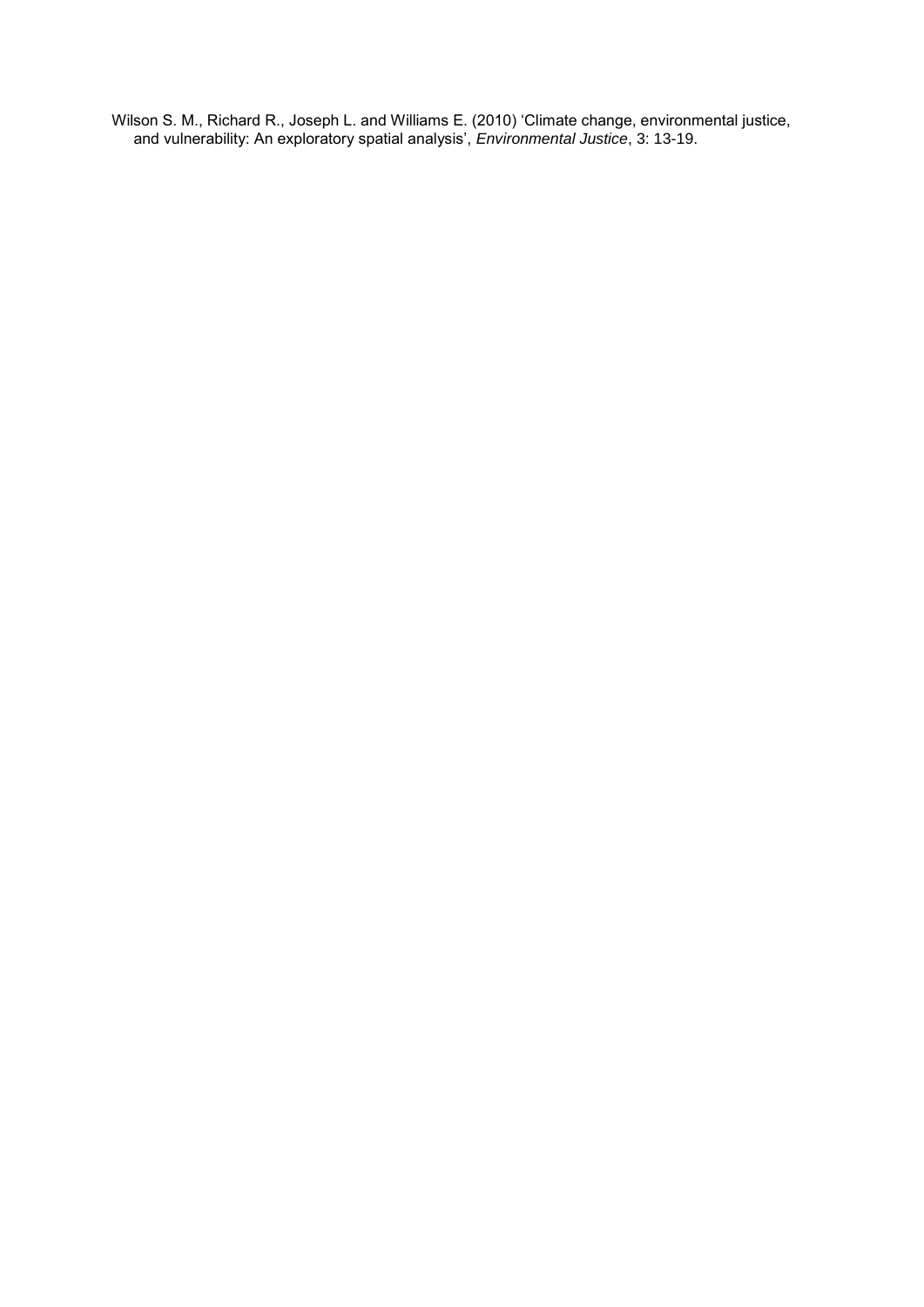Wilson S. M., Richard R., Joseph L. and Williams E. (2010) 'Climate change, environmental justice, and vulnerability: An exploratory spatial analysis', *Environmental Justice*, 3: 13-19.